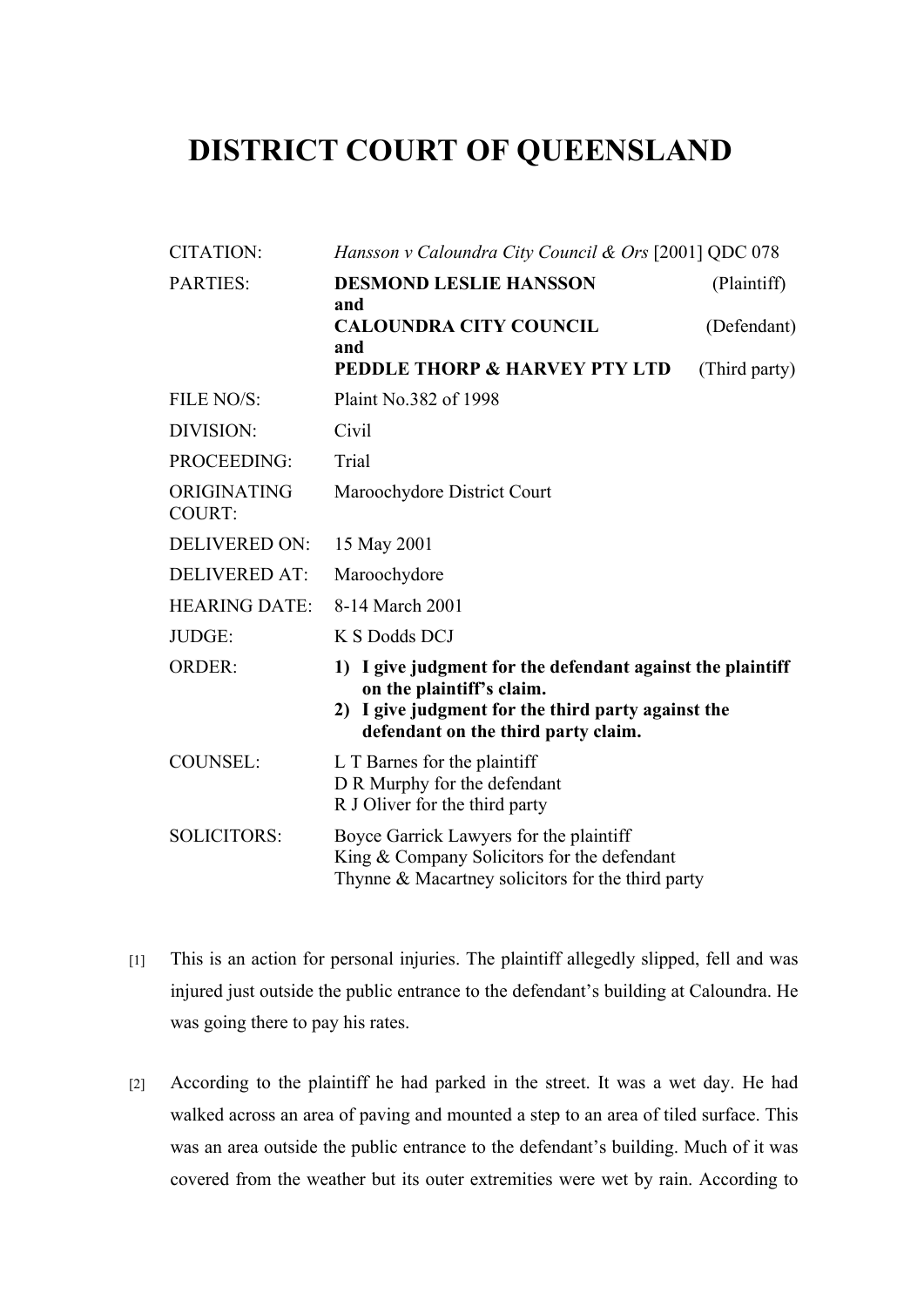# DISTRICT COURT OF QUEENSLAND

| | |
|---|---|
| CITATION: | *Hansson v Caloundra City Council & Ors* [2001] QDC 078 |
| PARTIES: | **DESMOND LESLIE HANSSON** (Plaintiff)<br>**and**<br>**CALOUNDRA CITY COUNCIL** (Defendant)<br>**and**<br>**PEDDLE THORP & HARVEY PTY LTD** (Third party) |
| FILE NO/S: | Plaint No.382 of 1998 |
| DIVISION: | Civil |
| PROCEEDING: | Trial |
| ORIGINATING COURT: | Maroochydore District Court |
| DELIVERED ON: | 15 May 2001 |
| DELIVERED AT: | Maroochydore |
| HEARING DATE: | 8-14 March 2001 |
| JUDGE: | K S Dodds DCJ |
| ORDER: | **1) I give judgment for the defendant against the plaintiff on the plaintiff's claim.**<br>**2) I give judgment for the third party against the defendant on the third party claim.** |
| COUNSEL: | L T Barnes for the plaintiff<br>D R Murphy for the defendant<br>R J Oliver for the third party |
| SOLICITORS: | Boyce Garrick Lawyers for the plaintiff<br>King & Company Solicitors for the defendant<br>Thynne & Macartney solicitors for the third party |

[1] This is an action for personal injuries. The plaintiff allegedly slipped, fell and was injured just outside the public entrance to the defendant's building at Caloundra. He was going there to pay his rates.

[2] According to the plaintiff he had parked in the street. It was a wet day. He had walked across an area of paving and mounted a step to an area of tiled surface. This was an area outside the public entrance to the defendant's building. Much of it was covered from the weather but its outer extremities were wet by rain. According to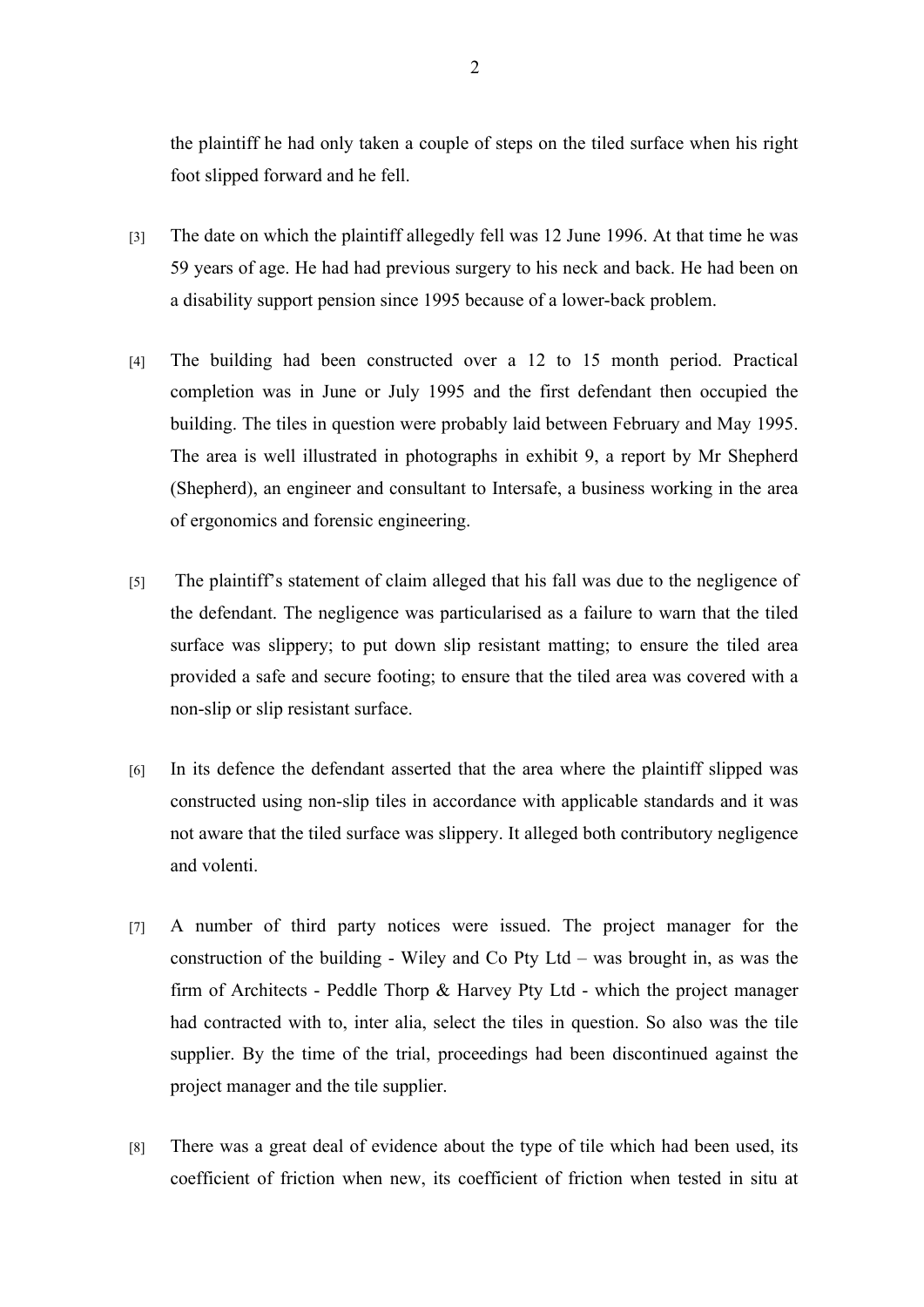the plaintiff he had only taken a couple of steps on the tiled surface when his right foot slipped forward and he fell.

[3] The date on which the plaintiff allegedly fell was 12 June 1996. At that time he was 59 years of age. He had had previous surgery to his neck and back. He had been on a disability support pension since 1995 because of a lower-back problem.

[4] The building had been constructed over a 12 to 15 month period. Practical completion was in June or July 1995 and the first defendant then occupied the building. The tiles in question were probably laid between February and May 1995. The area is well illustrated in photographs in exhibit 9, a report by Mr Shepherd (Shepherd), an engineer and consultant to Intersafe, a business working in the area of ergonomics and forensic engineering.

[5] The plaintiff's statement of claim alleged that his fall was due to the negligence of the defendant. The negligence was particularised as a failure to warn that the tiled surface was slippery; to put down slip resistant matting; to ensure the tiled area provided a safe and secure footing; to ensure that the tiled area was covered with a non-slip or slip resistant surface.

[6] In its defence the defendant asserted that the area where the plaintiff slipped was constructed using non-slip tiles in accordance with applicable standards and it was not aware that the tiled surface was slippery. It alleged both contributory negligence and volenti.

[7] A number of third party notices were issued. The project manager for the construction of the building - Wiley and Co Pty Ltd – was brought in, as was the firm of Architects - Peddle Thorp & Harvey Pty Ltd - which the project manager had contracted with to, inter alia, select the tiles in question. So also was the tile supplier. By the time of the trial, proceedings had been discontinued against the project manager and the tile supplier.

[8] There was a great deal of evidence about the type of tile which had been used, its coefficient of friction when new, its coefficient of friction when tested in situ at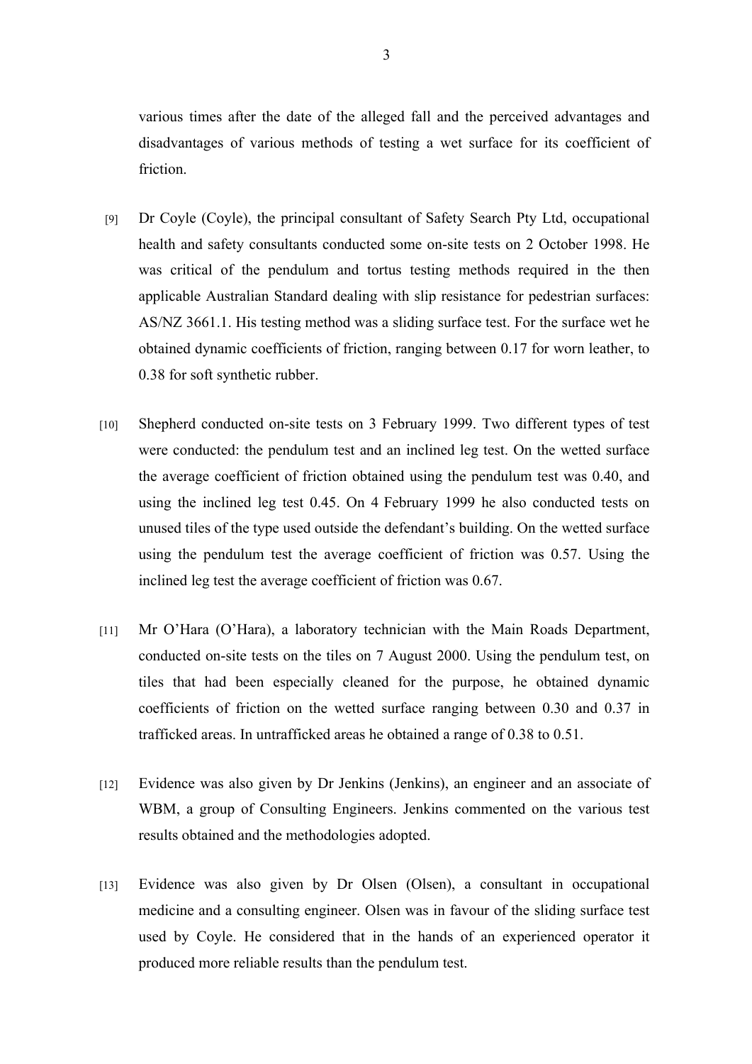various times after the date of the alleged fall and the perceived advantages and disadvantages of various methods of testing a wet surface for its coefficient of friction.

[9] Dr Coyle (Coyle), the principal consultant of Safety Search Pty Ltd, occupational health and safety consultants conducted some on-site tests on 2 October 1998. He was critical of the pendulum and tortus testing methods required in the then applicable Australian Standard dealing with slip resistance for pedestrian surfaces: AS/NZ 3661.1. His testing method was a sliding surface test. For the surface wet he obtained dynamic coefficients of friction, ranging between 0.17 for worn leather, to 0.38 for soft synthetic rubber.

[10] Shepherd conducted on-site tests on 3 February 1999. Two different types of test were conducted: the pendulum test and an inclined leg test. On the wetted surface the average coefficient of friction obtained using the pendulum test was 0.40, and using the inclined leg test 0.45. On 4 February 1999 he also conducted tests on unused tiles of the type used outside the defendant's building. On the wetted surface using the pendulum test the average coefficient of friction was 0.57. Using the inclined leg test the average coefficient of friction was 0.67.

[11] Mr O'Hara (O'Hara), a laboratory technician with the Main Roads Department, conducted on-site tests on the tiles on 7 August 2000. Using the pendulum test, on tiles that had been especially cleaned for the purpose, he obtained dynamic coefficients of friction on the wetted surface ranging between 0.30 and 0.37 in trafficked areas. In untrafficked areas he obtained a range of 0.38 to 0.51.

[12] Evidence was also given by Dr Jenkins (Jenkins), an engineer and an associate of WBM, a group of Consulting Engineers. Jenkins commented on the various test results obtained and the methodologies adopted.

[13] Evidence was also given by Dr Olsen (Olsen), a consultant in occupational medicine and a consulting engineer. Olsen was in favour of the sliding surface test used by Coyle. He considered that in the hands of an experienced operator it produced more reliable results than the pendulum test.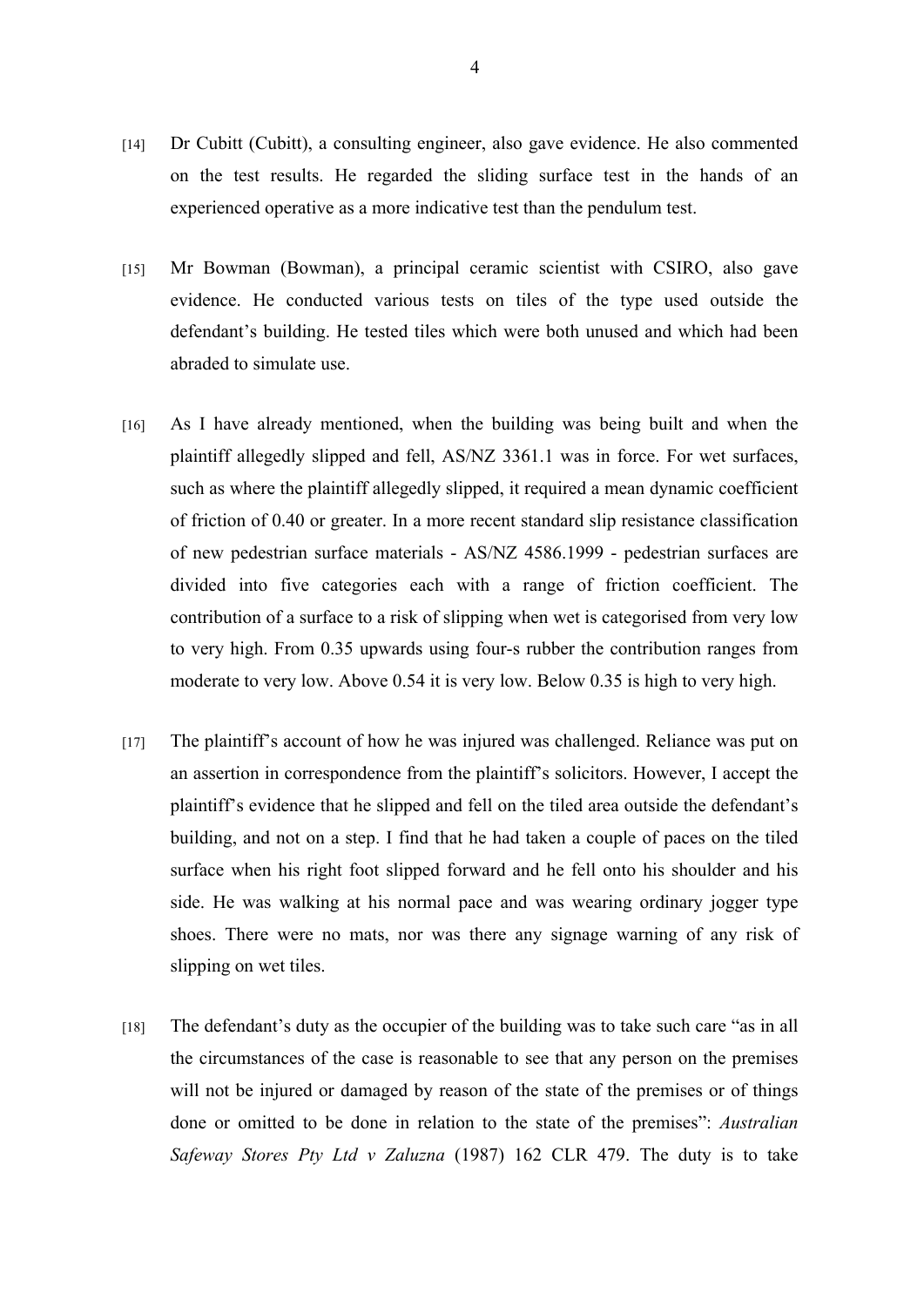[14] Dr Cubitt (Cubitt), a consulting engineer, also gave evidence. He also commented on the test results. He regarded the sliding surface test in the hands of an experienced operative as a more indicative test than the pendulum test.

[15] Mr Bowman (Bowman), a principal ceramic scientist with CSIRO, also gave evidence. He conducted various tests on tiles of the type used outside the defendant's building. He tested tiles which were both unused and which had been abraded to simulate use.

[16] As I have already mentioned, when the building was being built and when the plaintiff allegedly slipped and fell, AS/NZ 3361.1 was in force. For wet surfaces, such as where the plaintiff allegedly slipped, it required a mean dynamic coefficient of friction of 0.40 or greater. In a more recent standard slip resistance classification of new pedestrian surface materials - AS/NZ 4586.1999 - pedestrian surfaces are divided into five categories each with a range of friction coefficient. The contribution of a surface to a risk of slipping when wet is categorised from very low to very high. From 0.35 upwards using four-s rubber the contribution ranges from moderate to very low. Above 0.54 it is very low. Below 0.35 is high to very high.

[17] The plaintiff's account of how he was injured was challenged. Reliance was put on an assertion in correspondence from the plaintiff's solicitors. However, I accept the plaintiff's evidence that he slipped and fell on the tiled area outside the defendant's building, and not on a step. I find that he had taken a couple of paces on the tiled surface when his right foot slipped forward and he fell onto his shoulder and his side. He was walking at his normal pace and was wearing ordinary jogger type shoes. There were no mats, nor was there any signage warning of any risk of slipping on wet tiles.

[18] The defendant's duty as the occupier of the building was to take such care "as in all the circumstances of the case is reasonable to see that any person on the premises will not be injured or damaged by reason of the state of the premises or of things done or omitted to be done in relation to the state of the premises": *Australian Safeway Stores Pty Ltd v Zaluzna* (1987) 162 CLR 479. The duty is to take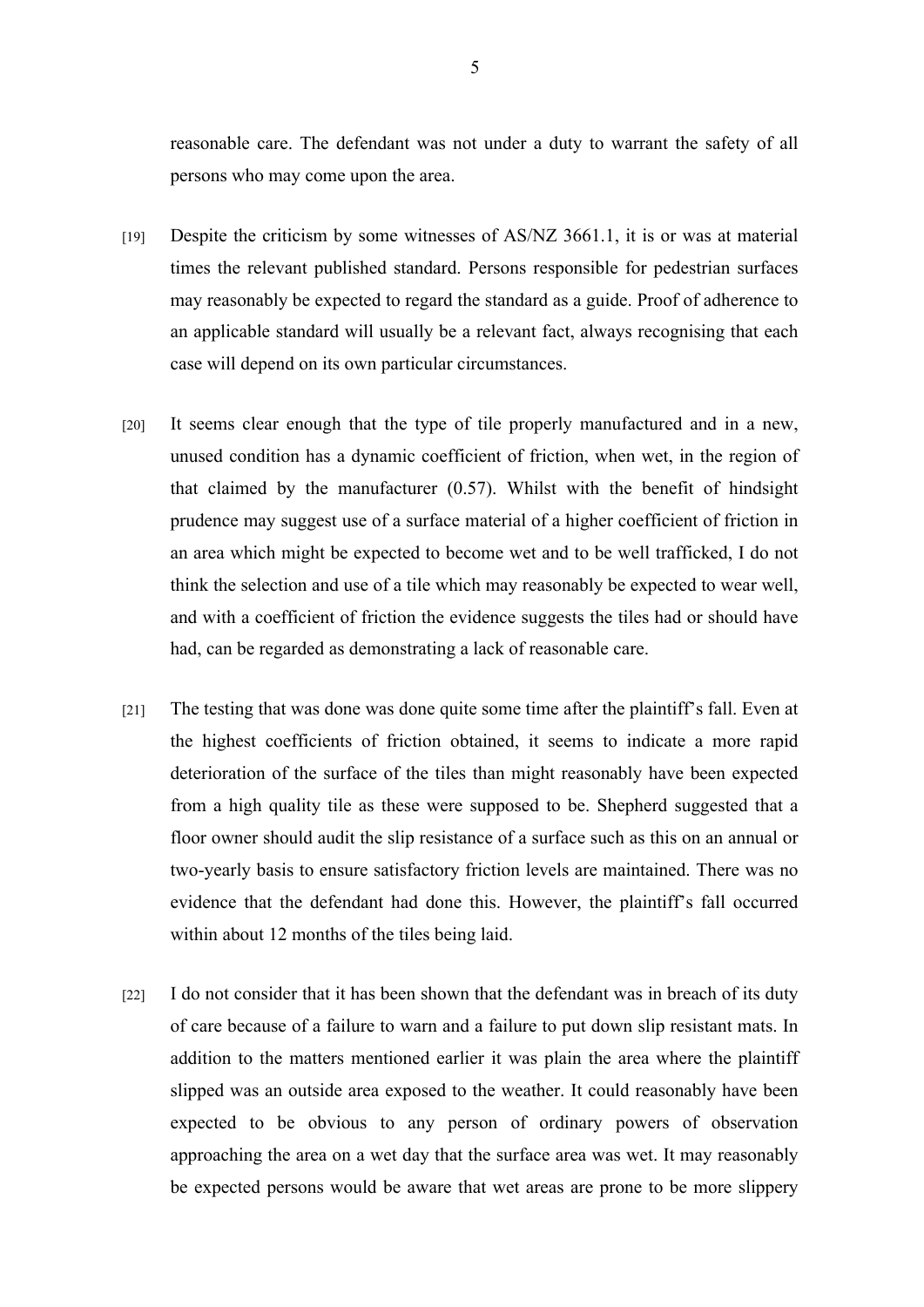reasonable care. The defendant was not under a duty to warrant the safety of all persons who may come upon the area.

[19] Despite the criticism by some witnesses of AS/NZ 3661.1, it is or was at material times the relevant published standard. Persons responsible for pedestrian surfaces may reasonably be expected to regard the standard as a guide. Proof of adherence to an applicable standard will usually be a relevant fact, always recognising that each case will depend on its own particular circumstances.

[20] It seems clear enough that the type of tile properly manufactured and in a new, unused condition has a dynamic coefficient of friction, when wet, in the region of that claimed by the manufacturer (0.57). Whilst with the benefit of hindsight prudence may suggest use of a surface material of a higher coefficient of friction in an area which might be expected to become wet and to be well trafficked, I do not think the selection and use of a tile which may reasonably be expected to wear well, and with a coefficient of friction the evidence suggests the tiles had or should have had, can be regarded as demonstrating a lack of reasonable care.

[21] The testing that was done was done quite some time after the plaintiff's fall. Even at the highest coefficients of friction obtained, it seems to indicate a more rapid deterioration of the surface of the tiles than might reasonably have been expected from a high quality tile as these were supposed to be. Shepherd suggested that a floor owner should audit the slip resistance of a surface such as this on an annual or two-yearly basis to ensure satisfactory friction levels are maintained. There was no evidence that the defendant had done this. However, the plaintiff's fall occurred within about 12 months of the tiles being laid.

[22] I do not consider that it has been shown that the defendant was in breach of its duty of care because of a failure to warn and a failure to put down slip resistant mats. In addition to the matters mentioned earlier it was plain the area where the plaintiff slipped was an outside area exposed to the weather. It could reasonably have been expected to be obvious to any person of ordinary powers of observation approaching the area on a wet day that the surface area was wet. It may reasonably be expected persons would be aware that wet areas are prone to be more slippery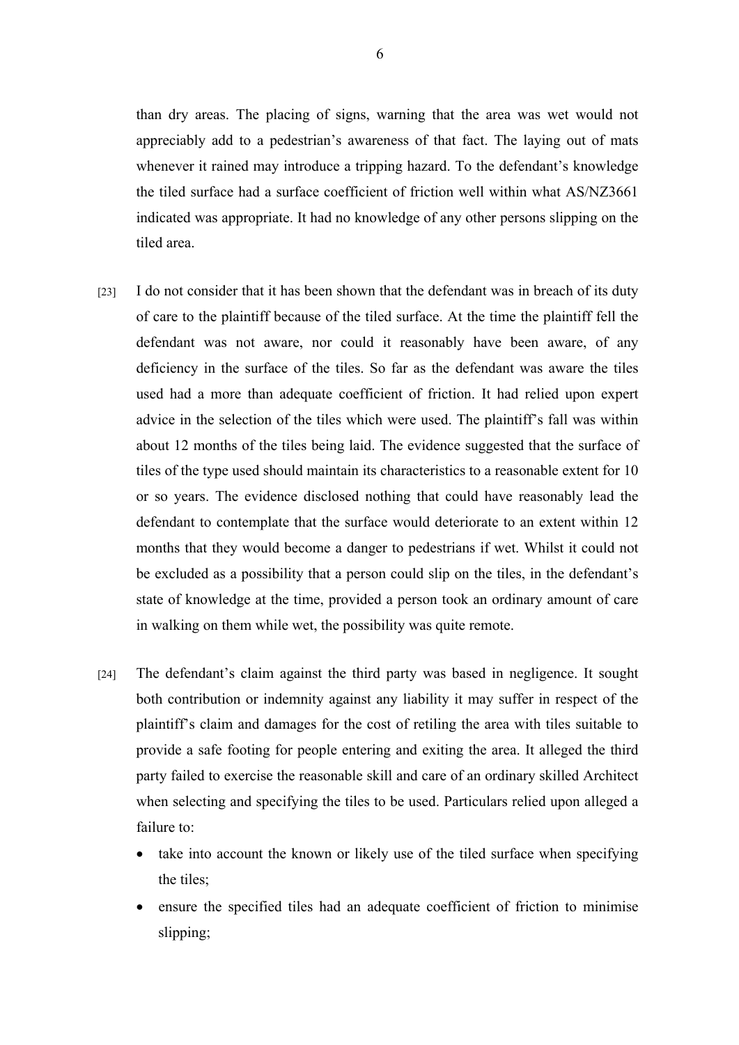than dry areas. The placing of signs, warning that the area was wet would not appreciably add to a pedestrian's awareness of that fact. The laying out of mats whenever it rained may introduce a tripping hazard. To the defendant's knowledge the tiled surface had a surface coefficient of friction well within what AS/NZ3661 indicated was appropriate. It had no knowledge of any other persons slipping on the tiled area.

[23] I do not consider that it has been shown that the defendant was in breach of its duty of care to the plaintiff because of the tiled surface. At the time the plaintiff fell the defendant was not aware, nor could it reasonably have been aware, of any deficiency in the surface of the tiles. So far as the defendant was aware the tiles used had a more than adequate coefficient of friction. It had relied upon expert advice in the selection of the tiles which were used. The plaintiff's fall was within about 12 months of the tiles being laid. The evidence suggested that the surface of tiles of the type used should maintain its characteristics to a reasonable extent for 10 or so years. The evidence disclosed nothing that could have reasonably lead the defendant to contemplate that the surface would deteriorate to an extent within 12 months that they would become a danger to pedestrians if wet. Whilst it could not be excluded as a possibility that a person could slip on the tiles, in the defendant's state of knowledge at the time, provided a person took an ordinary amount of care in walking on them while wet, the possibility was quite remote.

[24] The defendant's claim against the third party was based in negligence. It sought both contribution or indemnity against any liability it may suffer in respect of the plaintiff's claim and damages for the cost of retiling the area with tiles suitable to provide a safe footing for people entering and exiting the area. It alleged the third party failed to exercise the reasonable skill and care of an ordinary skilled Architect when selecting and specifying the tiles to be used. Particulars relied upon alleged a failure to:

- take into account the known or likely use of the tiled surface when specifying the tiles;
- ensure the specified tiles had an adequate coefficient of friction to minimise slipping;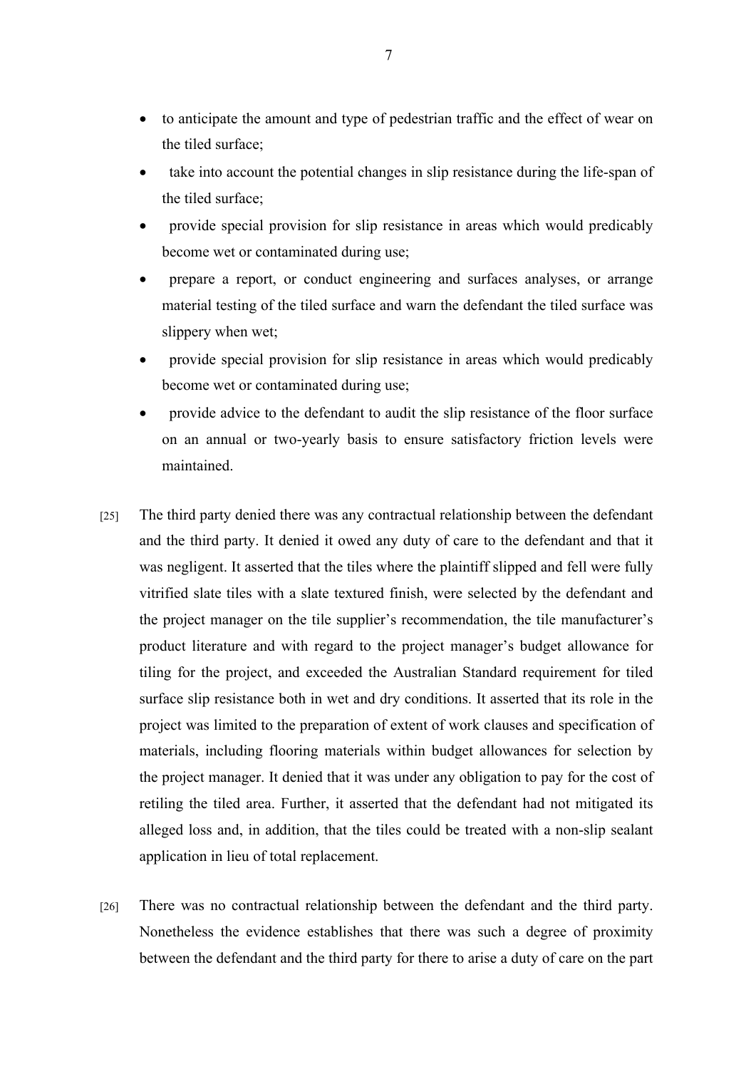- to anticipate the amount and type of pedestrian traffic and the effect of wear on the tiled surface;
- take into account the potential changes in slip resistance during the life-span of the tiled surface;
- provide special provision for slip resistance in areas which would predicably become wet or contaminated during use;
- prepare a report, or conduct engineering and surfaces analyses, or arrange material testing of the tiled surface and warn the defendant the tiled surface was slippery when wet;
- provide special provision for slip resistance in areas which would predicably become wet or contaminated during use;
- provide advice to the defendant to audit the slip resistance of the floor surface on an annual or two-yearly basis to ensure satisfactory friction levels were maintained.

[25] The third party denied there was any contractual relationship between the defendant and the third party. It denied it owed any duty of care to the defendant and that it was negligent. It asserted that the tiles where the plaintiff slipped and fell were fully vitrified slate tiles with a slate textured finish, were selected by the defendant and the project manager on the tile supplier's recommendation, the tile manufacturer's product literature and with regard to the project manager's budget allowance for tiling for the project, and exceeded the Australian Standard requirement for tiled surface slip resistance both in wet and dry conditions. It asserted that its role in the project was limited to the preparation of extent of work clauses and specification of materials, including flooring materials within budget allowances for selection by the project manager. It denied that it was under any obligation to pay for the cost of retiling the tiled area. Further, it asserted that the defendant had not mitigated its alleged loss and, in addition, that the tiles could be treated with a non-slip sealant application in lieu of total replacement.

[26] There was no contractual relationship between the defendant and the third party. Nonetheless the evidence establishes that there was such a degree of proximity between the defendant and the third party for there to arise a duty of care on the part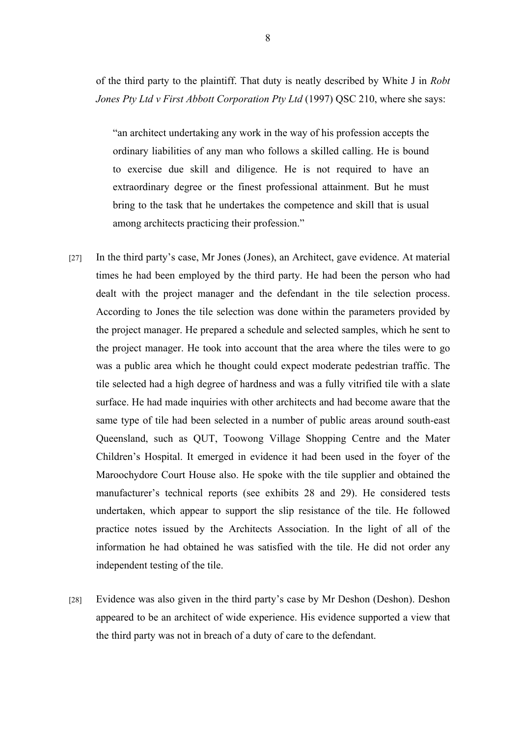of the third party to the plaintiff. That duty is neatly described by White J in *Robt Jones Pty Ltd v First Abbott Corporation Pty Ltd* (1997) QSC 210, where she says:

> "an architect undertaking any work in the way of his profession accepts the ordinary liabilities of any man who follows a skilled calling. He is bound to exercise due skill and diligence. He is not required to have an extraordinary degree or the finest professional attainment. But he must bring to the task that he undertakes the competence and skill that is usual among architects practicing their profession."

[27] In the third party's case, Mr Jones (Jones), an Architect, gave evidence. At material times he had been employed by the third party. He had been the person who had dealt with the project manager and the defendant in the tile selection process. According to Jones the tile selection was done within the parameters provided by the project manager. He prepared a schedule and selected samples, which he sent to the project manager. He took into account that the area where the tiles were to go was a public area which he thought could expect moderate pedestrian traffic. The tile selected had a high degree of hardness and was a fully vitrified tile with a slate surface. He had made inquiries with other architects and had become aware that the same type of tile had been selected in a number of public areas around south-east Queensland, such as QUT, Toowong Village Shopping Centre and the Mater Children's Hospital. It emerged in evidence it had been used in the foyer of the Maroochydore Court House also. He spoke with the tile supplier and obtained the manufacturer's technical reports (see exhibits 28 and 29). He considered tests undertaken, which appear to support the slip resistance of the tile. He followed practice notes issued by the Architects Association. In the light of all of the information he had obtained he was satisfied with the tile. He did not order any independent testing of the tile.

[28] Evidence was also given in the third party's case by Mr Deshon (Deshon). Deshon appeared to be an architect of wide experience. His evidence supported a view that the third party was not in breach of a duty of care to the defendant.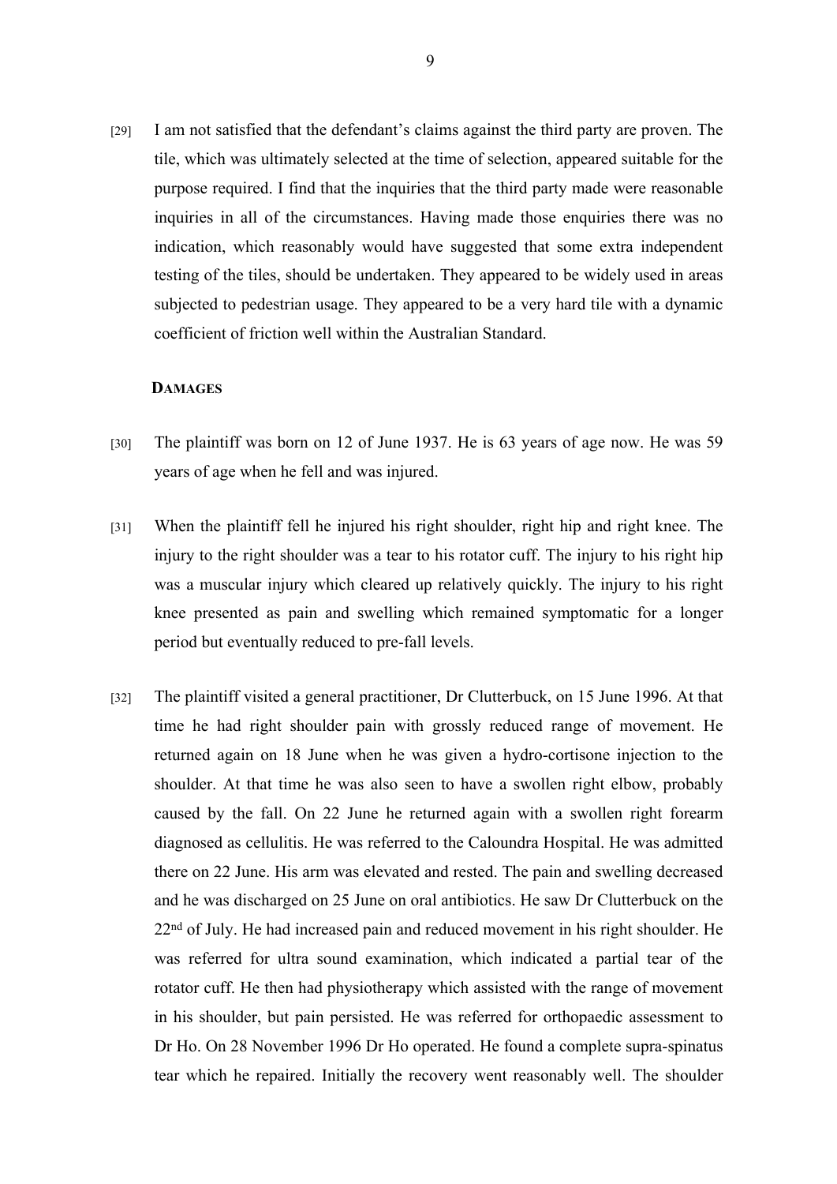[29] I am not satisfied that the defendant's claims against the third party are proven. The tile, which was ultimately selected at the time of selection, appeared suitable for the purpose required. I find that the inquiries that the third party made were reasonable inquiries in all of the circumstances. Having made those enquiries there was no indication, which reasonably would have suggested that some extra independent testing of the tiles, should be undertaken. They appeared to be widely used in areas subjected to pedestrian usage. They appeared to be a very hard tile with a dynamic coefficient of friction well within the Australian Standard.

## DAMAGES

[30] The plaintiff was born on 12 of June 1937. He is 63 years of age now. He was 59 years of age when he fell and was injured.

[31] When the plaintiff fell he injured his right shoulder, right hip and right knee. The injury to the right shoulder was a tear to his rotator cuff. The injury to his right hip was a muscular injury which cleared up relatively quickly. The injury to his right knee presented as pain and swelling which remained symptomatic for a longer period but eventually reduced to pre-fall levels.

[32] The plaintiff visited a general practitioner, Dr Clutterbuck, on 15 June 1996. At that time he had right shoulder pain with grossly reduced range of movement. He returned again on 18 June when he was given a hydro-cortisone injection to the shoulder. At that time he was also seen to have a swollen right elbow, probably caused by the fall. On 22 June he returned again with a swollen right forearm diagnosed as cellulitis. He was referred to the Caloundra Hospital. He was admitted there on 22 June. His arm was elevated and rested. The pain and swelling decreased and he was discharged on 25 June on oral antibiotics. He saw Dr Clutterbuck on the 22nd of July. He had increased pain and reduced movement in his right shoulder. He was referred for ultra sound examination, which indicated a partial tear of the rotator cuff. He then had physiotherapy which assisted with the range of movement in his shoulder, but pain persisted. He was referred for orthopaedic assessment to Dr Ho. On 28 November 1996 Dr Ho operated. He found a complete supra-spinatus tear which he repaired. Initially the recovery went reasonably well. The shoulder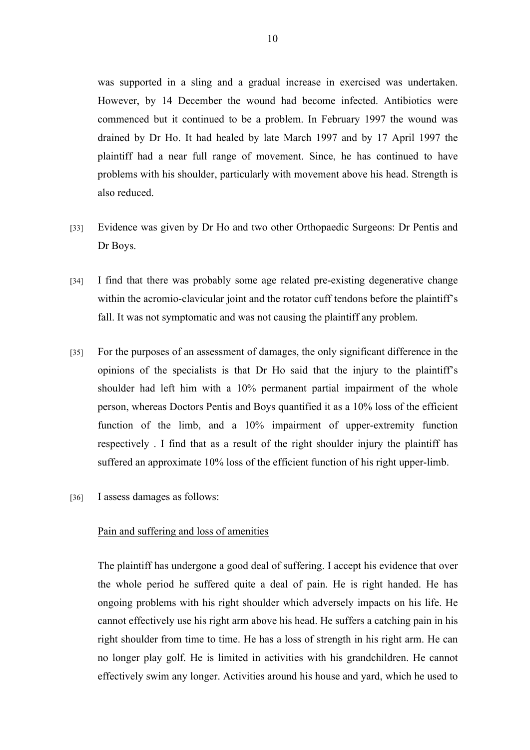was supported in a sling and a gradual increase in exercised was undertaken. However, by 14 December the wound had become infected. Antibiotics were commenced but it continued to be a problem. In February 1997 the wound was drained by Dr Ho. It had healed by late March 1997 and by 17 April 1997 the plaintiff had a near full range of movement. Since, he has continued to have problems with his shoulder, particularly with movement above his head. Strength is also reduced.

[33] Evidence was given by Dr Ho and two other Orthopaedic Surgeons: Dr Pentis and Dr Boys.

[34] I find that there was probably some age related pre-existing degenerative change within the acromio-clavicular joint and the rotator cuff tendons before the plaintiff's fall. It was not symptomatic and was not causing the plaintiff any problem.

[35] For the purposes of an assessment of damages, the only significant difference in the opinions of the specialists is that Dr Ho said that the injury to the plaintiff's shoulder had left him with a 10% permanent partial impairment of the whole person, whereas Doctors Pentis and Boys quantified it as a 10% loss of the efficient function of the limb, and a 10% impairment of upper-extremity function respectively . I find that as a result of the right shoulder injury the plaintiff has suffered an approximate 10% loss of the efficient function of his right upper-limb.

[36] I assess damages as follows:

<u>Pain and suffering and loss of amenities</u>

The plaintiff has undergone a good deal of suffering. I accept his evidence that over the whole period he suffered quite a deal of pain. He is right handed. He has ongoing problems with his right shoulder which adversely impacts on his life. He cannot effectively use his right arm above his head. He suffers a catching pain in his right shoulder from time to time. He has a loss of strength in his right arm. He can no longer play golf. He is limited in activities with his grandchildren. He cannot effectively swim any longer. Activities around his house and yard, which he used to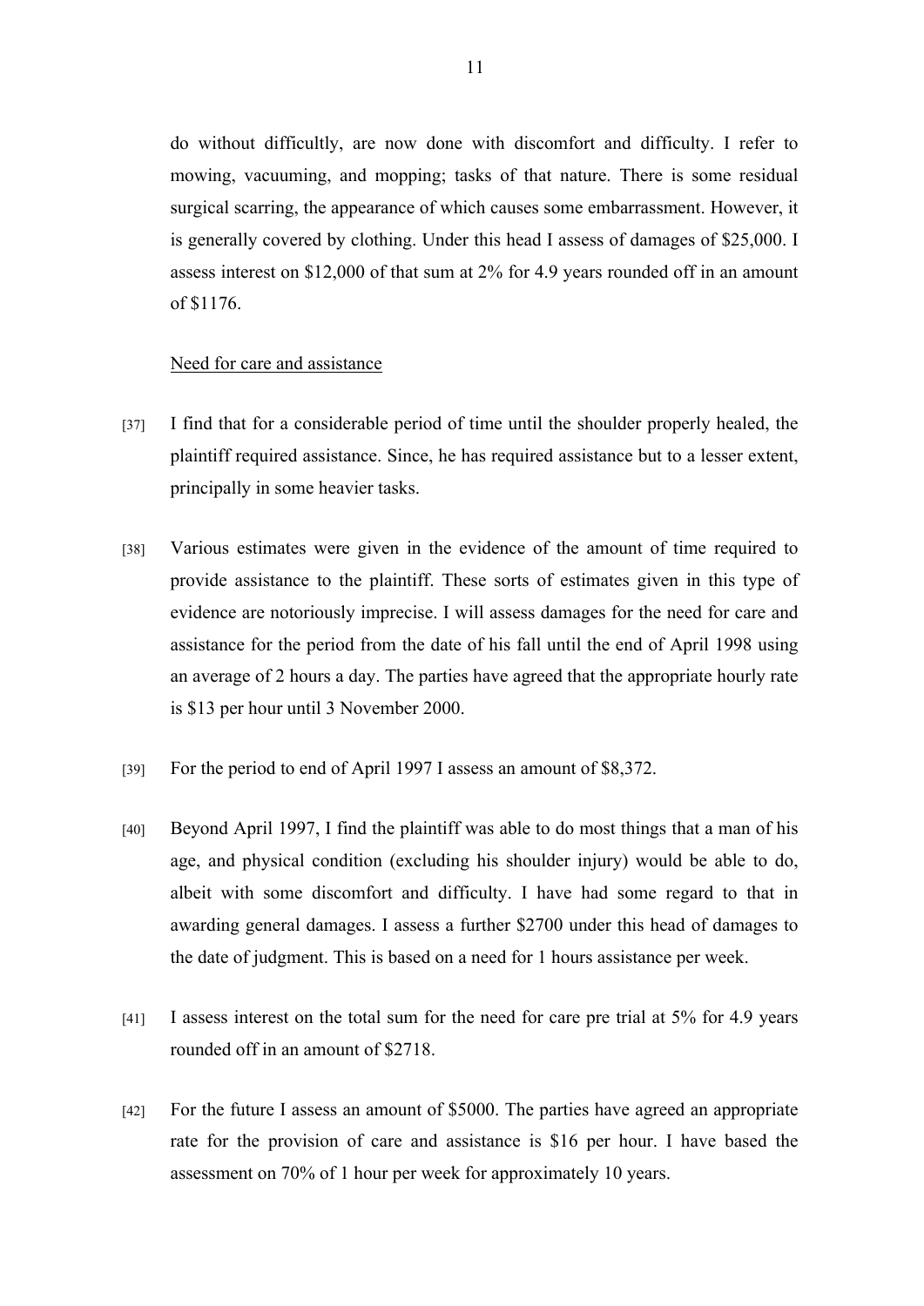do without difficultly, are now done with discomfort and difficulty. I refer to mowing, vacuuming, and mopping; tasks of that nature. There is some residual surgical scarring, the appearance of which causes some embarrassment. However, it is generally covered by clothing. Under this head I assess of damages of $25,000. I assess interest on $12,000 of that sum at 2% for 4.9 years rounded off in an amount of $1176.

<u>Need for care and assistance</u>

[37] I find that for a considerable period of time until the shoulder properly healed, the plaintiff required assistance. Since, he has required assistance but to a lesser extent, principally in some heavier tasks.

[38] Various estimates were given in the evidence of the amount of time required to provide assistance to the plaintiff. These sorts of estimates given in this type of evidence are notoriously imprecise. I will assess damages for the need for care and assistance for the period from the date of his fall until the end of April 1998 using an average of 2 hours a day. The parties have agreed that the appropriate hourly rate is $13 per hour until 3 November 2000.

[39] For the period to end of April 1997 I assess an amount of $8,372.

[40] Beyond April 1997, I find the plaintiff was able to do most things that a man of his age, and physical condition (excluding his shoulder injury) would be able to do, albeit with some discomfort and difficulty. I have had some regard to that in awarding general damages. I assess a further $2700 under this head of damages to the date of judgment. This is based on a need for 1 hours assistance per week.

[41] I assess interest on the total sum for the need for care pre trial at 5% for 4.9 years rounded off in an amount of $2718.

[42] For the future I assess an amount of $5000. The parties have agreed an appropriate rate for the provision of care and assistance is $16 per hour. I have based the assessment on 70% of 1 hour per week for approximately 10 years.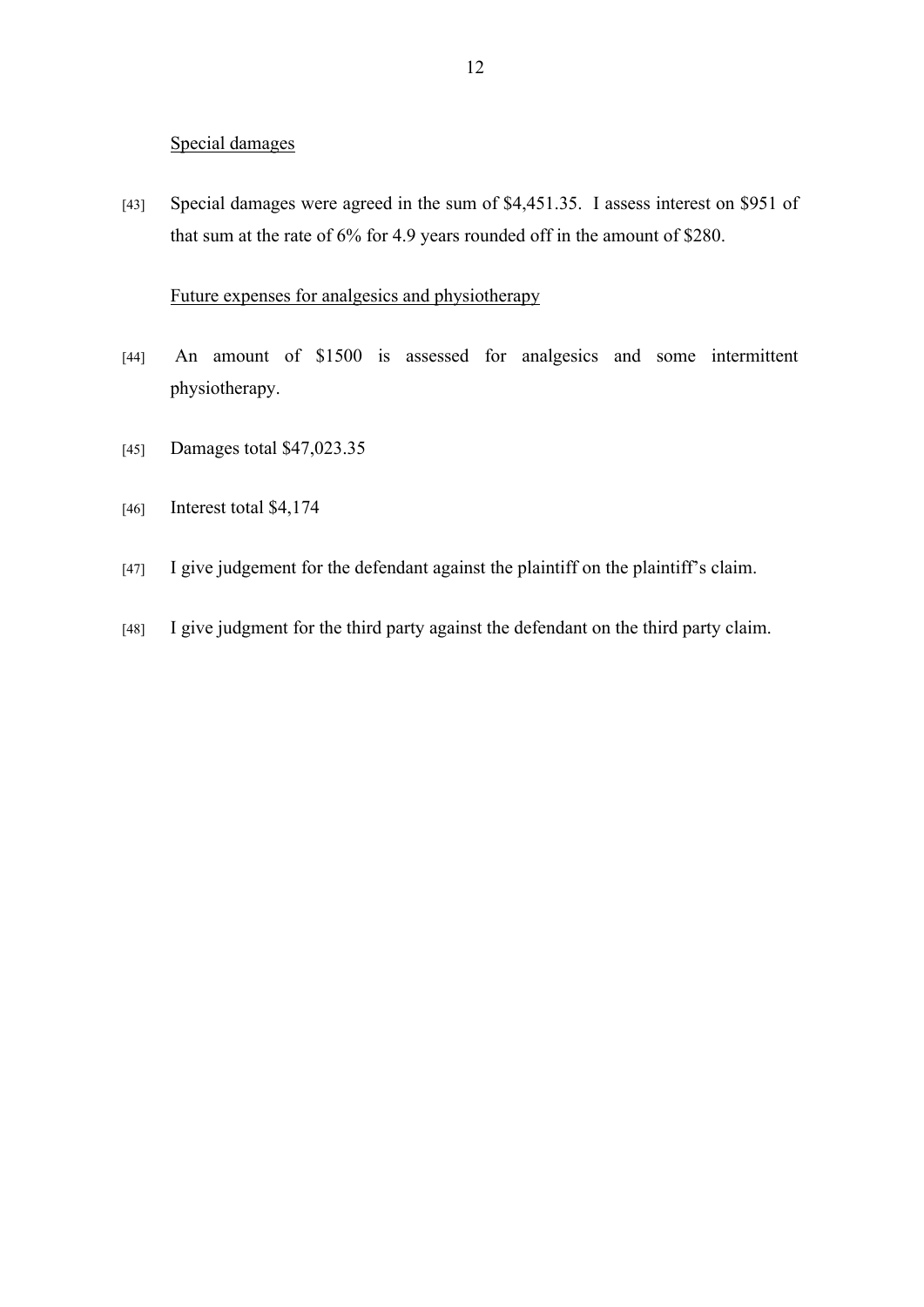<u>Special damages</u>

[43] Special damages were agreed in the sum of $4,451.35. I assess interest on $951 of that sum at the rate of 6% for 4.9 years rounded off in the amount of $280.

<u>Future expenses for analgesics and physiotherapy</u>

[44] An amount of $1500 is assessed for analgesics and some intermittent physiotherapy.

[45] Damages total $47,023.35

[46] Interest total $4,174

[47] I give judgement for the defendant against the plaintiff on the plaintiff's claim.

[48] I give judgment for the third party against the defendant on the third party claim.